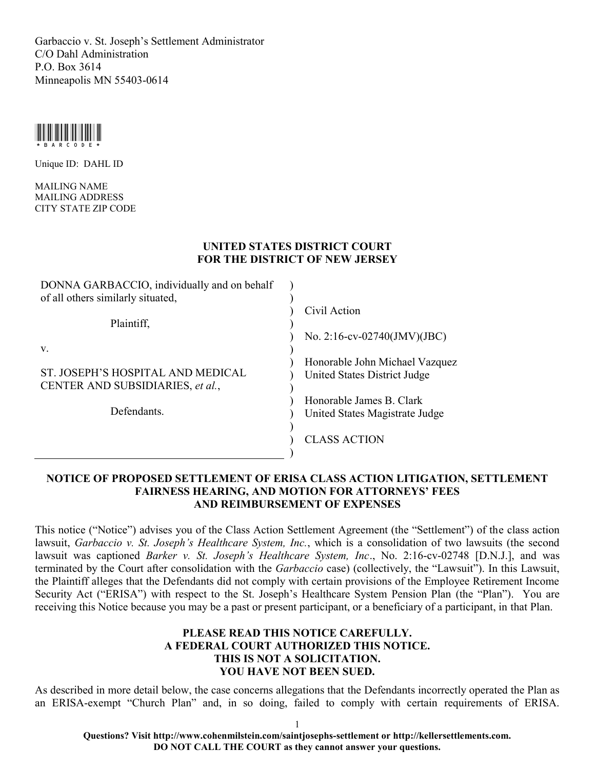Garbaccio v. St. Joseph's Settlement Administrator
C/O Dahl Administration
P.O. Box 3614
Minneapolis MN 55403-0614

*BARCODE*

Unique ID: DAHL ID

MAILING NAME
MAILING ADDRESS
CITY STATE ZIP CODE

**UNITED STATES DISTRICT COURT**
**FOR THE DISTRICT OF NEW JERSEY**

| | |
|---|---|
| DONNA GARBACCIO, individually and on behalf of all others similarly situated, | Civil Action |
| Plaintiff, | No. 2:16-cv-02740(JMV)(JBC) |
| v. | Honorable John Michael Vazquez<br>United States District Judge |
| ST. JOSEPH'S HOSPITAL AND MEDICAL CENTER AND SUBSIDIARIES, *et al.*, | Honorable James B. Clark<br>United States Magistrate Judge |
| Defendants. | CLASS ACTION |

**NOTICE OF PROPOSED SETTLEMENT OF ERISA CLASS ACTION LITIGATION, SETTLEMENT FAIRNESS HEARING, AND MOTION FOR ATTORNEYS' FEES AND REIMBURSEMENT OF EXPENSES**

This notice ("Notice") advises you of the Class Action Settlement Agreement (the "Settlement") of the class action lawsuit, *Garbaccio v. St. Joseph's Healthcare System, Inc.*, which is a consolidation of two lawsuits (the second lawsuit was captioned *Barker v. St. Joseph's Healthcare System, Inc*., No. 2:16-cv-02748 [D.N.J.], and was terminated by the Court after consolidation with the *Garbaccio* case) (collectively, the "Lawsuit"). In this Lawsuit, the Plaintiff alleges that the Defendants did not comply with certain provisions of the Employee Retirement Income Security Act ("ERISA") with respect to the St. Joseph's Healthcare System Pension Plan (the "Plan"). You are receiving this Notice because you may be a past or present participant, or a beneficiary of a participant, in that Plan.

**PLEASE READ THIS NOTICE CAREFULLY.**
**A FEDERAL COURT AUTHORIZED THIS NOTICE.**
**THIS IS NOT A SOLICITATION.**
**YOU HAVE NOT BEEN SUED.**

As described in more detail below, the case concerns allegations that the Defendants incorrectly operated the Plan as an ERISA-exempt "Church Plan" and, in so doing, failed to comply with certain requirements of ERISA.

**Questions? Visit http://www.cohenmilstein.com/saintjosephs-settlement or http://kellersettlements.com.**
**DO NOT CALL THE COURT as they cannot answer your questions.**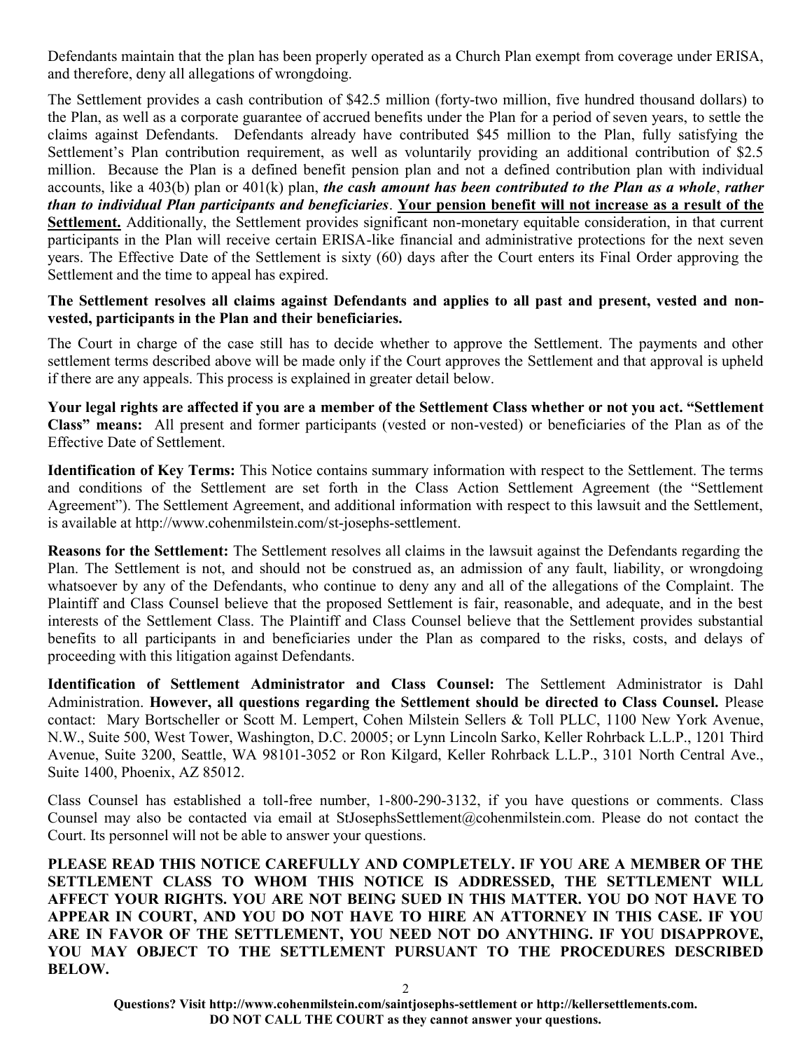Defendants maintain that the plan has been properly operated as a Church Plan exempt from coverage under ERISA, and therefore, deny all allegations of wrongdoing.

The Settlement provides a cash contribution of $42.5 million (forty-two million, five hundred thousand dollars) to the Plan, as well as a corporate guarantee of accrued benefits under the Plan for a period of seven years, to settle the claims against Defendants. Defendants already have contributed $45 million to the Plan, fully satisfying the Settlement's Plan contribution requirement, as well as voluntarily providing an additional contribution of $2.5 million. Because the Plan is a defined benefit pension plan and not a defined contribution plan with individual accounts, like a 403(b) plan or 401(k) plan, ***the cash amount has been contributed to the Plan as a whole***, ***rather than to individual Plan participants and beneficiaries***. **Your pension benefit will not increase as a result of the Settlement.** Additionally, the Settlement provides significant non-monetary equitable consideration, in that current participants in the Plan will receive certain ERISA-like financial and administrative protections for the next seven years. The Effective Date of the Settlement is sixty (60) days after the Court enters its Final Order approving the Settlement and the time to appeal has expired.

**The Settlement resolves all claims against Defendants and applies to all past and present, vested and non-vested, participants in the Plan and their beneficiaries.**

The Court in charge of the case still has to decide whether to approve the Settlement. The payments and other settlement terms described above will be made only if the Court approves the Settlement and that approval is upheld if there are any appeals. This process is explained in greater detail below.

**Your legal rights are affected if you are a member of the Settlement Class whether or not you act. "Settlement Class" means:** All present and former participants (vested or non-vested) or beneficiaries of the Plan as of the Effective Date of Settlement.

**Identification of Key Terms:** This Notice contains summary information with respect to the Settlement. The terms and conditions of the Settlement are set forth in the Class Action Settlement Agreement (the "Settlement Agreement"). The Settlement Agreement, and additional information with respect to this lawsuit and the Settlement, is available at http://www.cohenmilstein.com/st-josephs-settlement.

**Reasons for the Settlement:** The Settlement resolves all claims in the lawsuit against the Defendants regarding the Plan. The Settlement is not, and should not be construed as, an admission of any fault, liability, or wrongdoing whatsoever by any of the Defendants, who continue to deny any and all of the allegations of the Complaint. The Plaintiff and Class Counsel believe that the proposed Settlement is fair, reasonable, and adequate, and in the best interests of the Settlement Class. The Plaintiff and Class Counsel believe that the Settlement provides substantial benefits to all participants in and beneficiaries under the Plan as compared to the risks, costs, and delays of proceeding with this litigation against Defendants.

**Identification of Settlement Administrator and Class Counsel:** The Settlement Administrator is Dahl Administration. **However, all questions regarding the Settlement should be directed to Class Counsel.** Please contact: Mary Bortscheller or Scott M. Lempert, Cohen Milstein Sellers & Toll PLLC, 1100 New York Avenue, N.W., Suite 500, West Tower, Washington, D.C. 20005; or Lynn Lincoln Sarko, Keller Rohrback L.L.P., 1201 Third Avenue, Suite 3200, Seattle, WA 98101-3052 or Ron Kilgard, Keller Rohrback L.L.P., 3101 North Central Ave., Suite 1400, Phoenix, AZ 85012.

Class Counsel has established a toll-free number, 1-800-290-3132, if you have questions or comments. Class Counsel may also be contacted via email at StJosephsSettlement@cohenmilstein.com. Please do not contact the Court. Its personnel will not be able to answer your questions.

**PLEASE READ THIS NOTICE CAREFULLY AND COMPLETELY. IF YOU ARE A MEMBER OF THE SETTLEMENT CLASS TO WHOM THIS NOTICE IS ADDRESSED, THE SETTLEMENT WILL AFFECT YOUR RIGHTS. YOU ARE NOT BEING SUED IN THIS MATTER. YOU DO NOT HAVE TO APPEAR IN COURT, AND YOU DO NOT HAVE TO HIRE AN ATTORNEY IN THIS CASE. IF YOU ARE IN FAVOR OF THE SETTLEMENT, YOU NEED NOT DO ANYTHING. IF YOU DISAPPROVE, YOU MAY OBJECT TO THE SETTLEMENT PURSUANT TO THE PROCEDURES DESCRIBED BELOW.**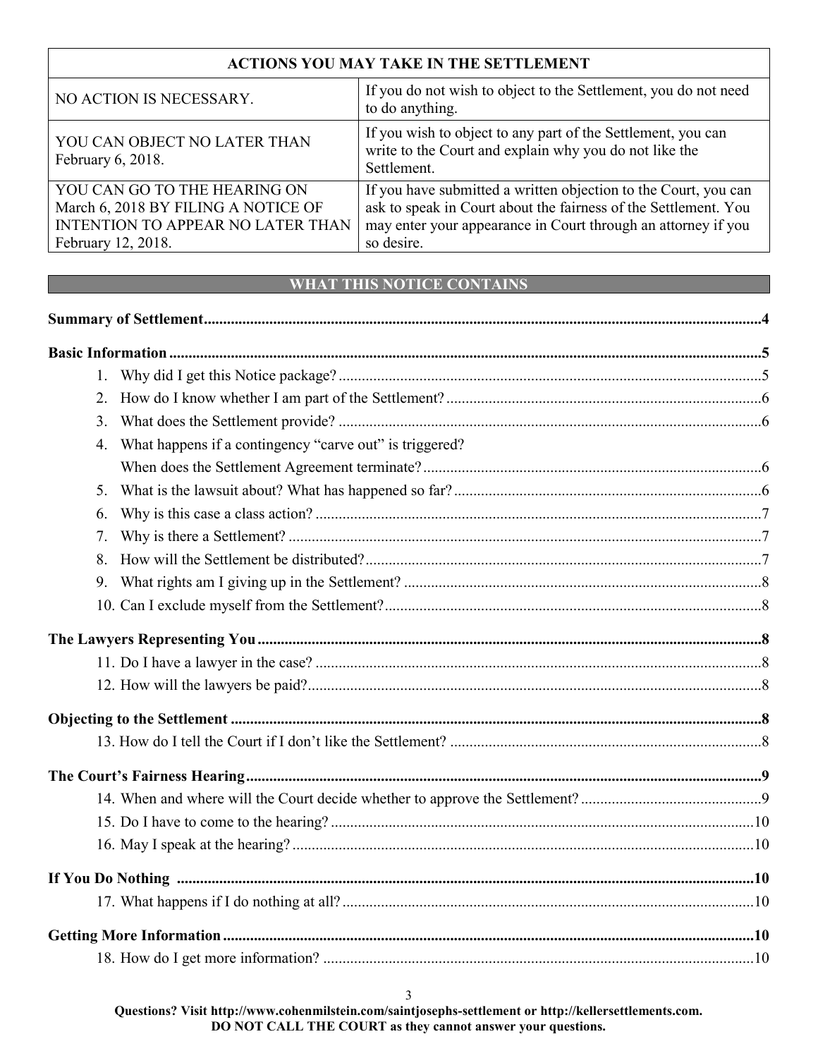| ACTIONS YOU MAY TAKE IN THE SETTLEMENT | |
|---|---|
| NO ACTION IS NECESSARY. | If you do not wish to object to the Settlement, you do not need to do anything. |
| YOU CAN OBJECT NO LATER THAN February 6, 2018. | If you wish to object to any part of the Settlement, you can write to the Court and explain why you do not like the Settlement. |
| YOU CAN GO TO THE HEARING ON March 6, 2018 BY FILING A NOTICE OF INTENTION TO APPEAR NO LATER THAN February 12, 2018. | If you have submitted a written objection to the Court, you can ask to speak in Court about the fairness of the Settlement. You may enter your appearance in Court through an attorney if you so desire. |

## WHAT THIS NOTICE CONTAINS

**Summary of Settlement** .......... 4

**Basic Information** .......... 5

1. Why did I get this Notice package? .......... 5
2. How do I know whether I am part of the Settlement? .......... 6
3. What does the Settlement provide? .......... 6
4. What happens if a contingency "carve out" is triggered? When does the Settlement Agreement terminate? .......... 6
5. What is the lawsuit about? What has happened so far? .......... 6
6. Why is this case a class action? .......... 7
7. Why is there a Settlement? .......... 7
8. How will the Settlement be distributed? .......... 7
9. What rights am I giving up in the Settlement? .......... 8
10. Can I exclude myself from the Settlement? .......... 8

**The Lawyers Representing You** .......... 8

11. Do I have a lawyer in the case? .......... 8
12. How will the lawyers be paid? .......... 8

**Objecting to the Settlement** .......... 8

13. How do I tell the Court if I don't like the Settlement? .......... 8

**The Court's Fairness Hearing** .......... 9

14. When and where will the Court decide whether to approve the Settlement? .......... 9
15. Do I have to come to the hearing? .......... 10
16. May I speak at the hearing? .......... 10

**If You Do Nothing** .......... 10

17. What happens if I do nothing at all? .......... 10

**Getting More Information** .......... 10

18. How do I get more information? .......... 10

**Questions? Visit http://www.cohenmilstein.com/saintjosephs-settlement or http://kellersettlements.com.**
**DO NOT CALL THE COURT as they cannot answer your questions.**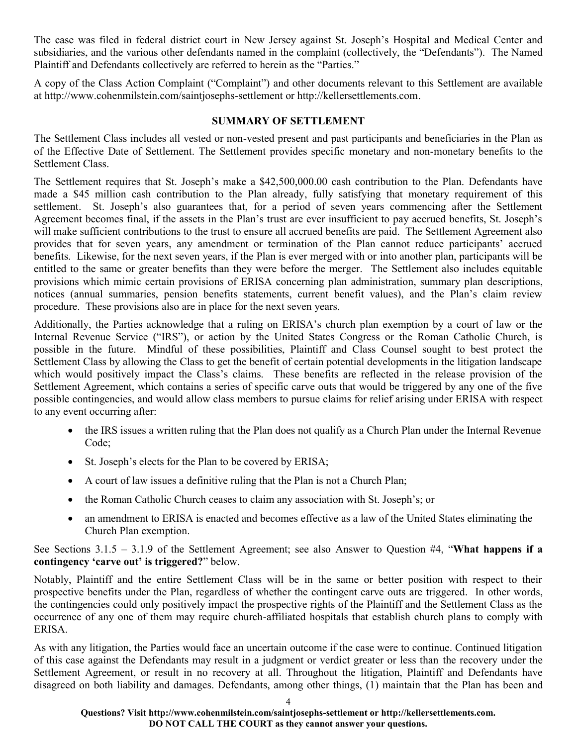The case was filed in federal district court in New Jersey against St. Joseph's Hospital and Medical Center and subsidiaries, and the various other defendants named in the complaint (collectively, the "Defendants"). The Named Plaintiff and Defendants collectively are referred to herein as the "Parties."

A copy of the Class Action Complaint ("Complaint") and other documents relevant to this Settlement are available at http://www.cohenmilstein.com/saintjosephs-settlement or http://kellersettlements.com.

## SUMMARY OF SETTLEMENT

The Settlement Class includes all vested or non-vested present and past participants and beneficiaries in the Plan as of the Effective Date of Settlement. The Settlement provides specific monetary and non-monetary benefits to the Settlement Class.

The Settlement requires that St. Joseph's make a $42,500,000.00 cash contribution to the Plan. Defendants have made a $45 million cash contribution to the Plan already, fully satisfying that monetary requirement of this settlement. St. Joseph's also guarantees that, for a period of seven years commencing after the Settlement Agreement becomes final, if the assets in the Plan's trust are ever insufficient to pay accrued benefits, St. Joseph's will make sufficient contributions to the trust to ensure all accrued benefits are paid. The Settlement Agreement also provides that for seven years, any amendment or termination of the Plan cannot reduce participants' accrued benefits. Likewise, for the next seven years, if the Plan is ever merged with or into another plan, participants will be entitled to the same or greater benefits than they were before the merger. The Settlement also includes equitable provisions which mimic certain provisions of ERISA concerning plan administration, summary plan descriptions, notices (annual summaries, pension benefits statements, current benefit values), and the Plan's claim review procedure. These provisions also are in place for the next seven years.

Additionally, the Parties acknowledge that a ruling on ERISA's church plan exemption by a court of law or the Internal Revenue Service ("IRS"), or action by the United States Congress or the Roman Catholic Church, is possible in the future. Mindful of these possibilities, Plaintiff and Class Counsel sought to best protect the Settlement Class by allowing the Class to get the benefit of certain potential developments in the litigation landscape which would positively impact the Class's claims. These benefits are reflected in the release provision of the Settlement Agreement, which contains a series of specific carve outs that would be triggered by any one of the five possible contingencies, and would allow class members to pursue claims for relief arising under ERISA with respect to any event occurring after:

- the IRS issues a written ruling that the Plan does not qualify as a Church Plan under the Internal Revenue Code;
- St. Joseph's elects for the Plan to be covered by ERISA;
- A court of law issues a definitive ruling that the Plan is not a Church Plan;
- the Roman Catholic Church ceases to claim any association with St. Joseph's; or
- an amendment to ERISA is enacted and becomes effective as a law of the United States eliminating the Church Plan exemption.

See Sections 3.1.5 – 3.1.9 of the Settlement Agreement; see also Answer to Question #4, "**What happens if a contingency 'carve out' is triggered?**" below.

Notably, Plaintiff and the entire Settlement Class will be in the same or better position with respect to their prospective benefits under the Plan, regardless of whether the contingent carve outs are triggered. In other words, the contingencies could only positively impact the prospective rights of the Plaintiff and the Settlement Class as the occurrence of any one of them may require church-affiliated hospitals that establish church plans to comply with ERISA.

As with any litigation, the Parties would face an uncertain outcome if the case were to continue. Continued litigation of this case against the Defendants may result in a judgment or verdict greater or less than the recovery under the Settlement Agreement, or result in no recovery at all. Throughout the litigation, Plaintiff and Defendants have disagreed on both liability and damages. Defendants, among other things, (1) maintain that the Plan has been and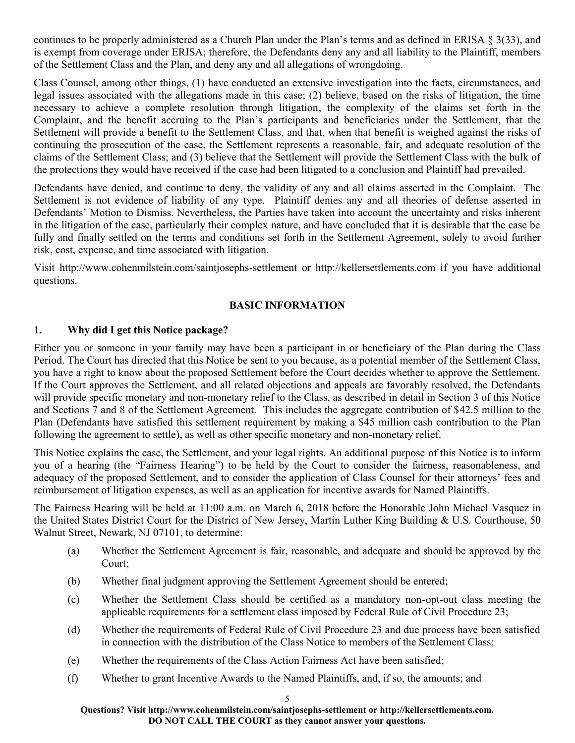continues to be properly administered as a Church Plan under the Plan's terms and as defined in ERISA § 3(33), and is exempt from coverage under ERISA; therefore, the Defendants deny any and all liability to the Plaintiff, members of the Settlement Class and the Plan, and deny any and all allegations of wrongdoing.

Class Counsel, among other things, (1) have conducted an extensive investigation into the facts, circumstances, and legal issues associated with the allegations made in this case; (2) believe, based on the risks of litigation, the time necessary to achieve a complete resolution through litigation, the complexity of the claims set forth in the Complaint, and the benefit accruing to the Plan's participants and beneficiaries under the Settlement, that the Settlement will provide a benefit to the Settlement Class, and that, when that benefit is weighed against the risks of continuing the prosecution of the case, the Settlement represents a reasonable, fair, and adequate resolution of the claims of the Settlement Class; and (3) believe that the Settlement will provide the Settlement Class with the bulk of the protections they would have received if the case had been litigated to a conclusion and Plaintiff had prevailed.

Defendants have denied, and continue to deny, the validity of any and all claims asserted in the Complaint. The Settlement is not evidence of liability of any type. Plaintiff denies any and all theories of defense asserted in Defendants' Motion to Dismiss. Nevertheless, the Parties have taken into account the uncertainty and risks inherent in the litigation of the case, particularly their complex nature, and have concluded that it is desirable that the case be fully and finally settled on the terms and conditions set forth in the Settlement Agreement, solely to avoid further risk, cost, expense, and time associated with litigation.

Visit http://www.cohenmilstein.com/saintjosephs-settlement or http://kellersettlements.com if you have additional questions.

## BASIC INFORMATION

### 1. Why did I get this Notice package?

Either you or someone in your family may have been a participant in or beneficiary of the Plan during the Class Period. The Court has directed that this Notice be sent to you because, as a potential member of the Settlement Class, you have a right to know about the proposed Settlement before the Court decides whether to approve the Settlement. If the Court approves the Settlement, and all related objections and appeals are favorably resolved, the Defendants will provide specific monetary and non-monetary relief to the Class, as described in detail in Section 3 of this Notice and Sections 7 and 8 of the Settlement Agreement. This includes the aggregate contribution of $42.5 million to the Plan (Defendants have satisfied this settlement requirement by making a $45 million cash contribution to the Plan following the agreement to settle), as well as other specific monetary and non-monetary relief.

This Notice explains the case, the Settlement, and your legal rights. An additional purpose of this Notice is to inform you of a hearing (the "Fairness Hearing") to be held by the Court to consider the fairness, reasonableness, and adequacy of the proposed Settlement, and to consider the application of Class Counsel for their attorneys' fees and reimbursement of litigation expenses, as well as an application for incentive awards for Named Plaintiffs.

The Fairness Hearing will be held at 11:00 a.m. on March 6, 2018 before the Honorable John Michael Vasquez in the United States District Court for the District of New Jersey, Martin Luther King Building & U.S. Courthouse, 50 Walnut Street, Newark, NJ 07101, to determine:

(a) Whether the Settlement Agreement is fair, reasonable, and adequate and should be approved by the Court;

(b) Whether final judgment approving the Settlement Agreement should be entered;

(c) Whether the Settlement Class should be certified as a mandatory non-opt-out class meeting the applicable requirements for a settlement class imposed by Federal Rule of Civil Procedure 23;

(d) Whether the requirements of Federal Rule of Civil Procedure 23 and due process have been satisfied in connection with the distribution of the Class Notice to members of the Settlement Class;

(e) Whether the requirements of the Class Action Fairness Act have been satisfied;

(f) Whether to grant Incentive Awards to the Named Plaintiffs, and, if so, the amounts; and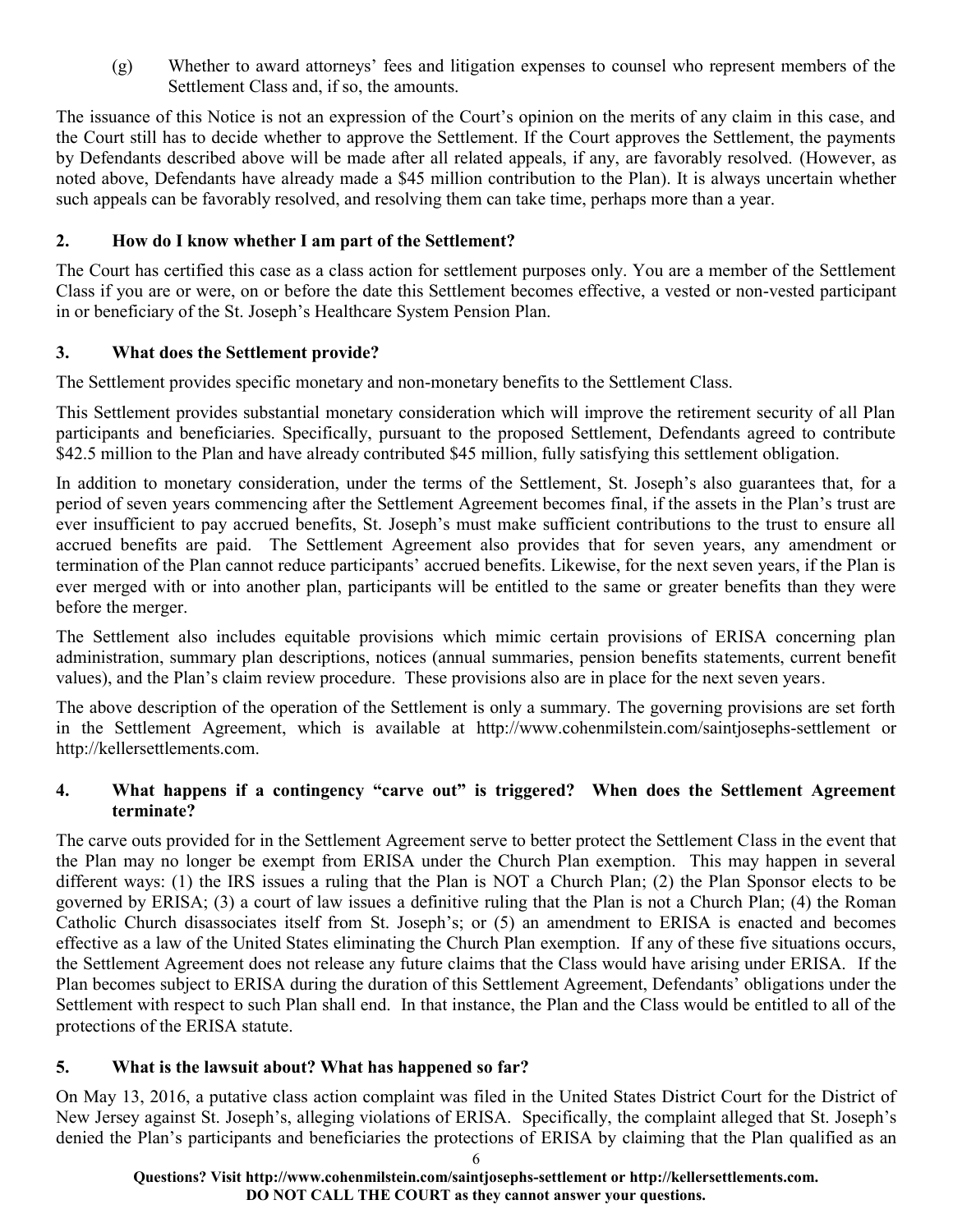(g) Whether to award attorneys' fees and litigation expenses to counsel who represent members of the Settlement Class and, if so, the amounts.

The issuance of this Notice is not an expression of the Court's opinion on the merits of any claim in this case, and the Court still has to decide whether to approve the Settlement. If the Court approves the Settlement, the payments by Defendants described above will be made after all related appeals, if any, are favorably resolved. (However, as noted above, Defendants have already made a $45 million contribution to the Plan). It is always uncertain whether such appeals can be favorably resolved, and resolving them can take time, perhaps more than a year.

### 2. How do I know whether I am part of the Settlement?

The Court has certified this case as a class action for settlement purposes only. You are a member of the Settlement Class if you are or were, on or before the date this Settlement becomes effective, a vested or non-vested participant in or beneficiary of the St. Joseph's Healthcare System Pension Plan.

### 3. What does the Settlement provide?

The Settlement provides specific monetary and non-monetary benefits to the Settlement Class.

This Settlement provides substantial monetary consideration which will improve the retirement security of all Plan participants and beneficiaries. Specifically, pursuant to the proposed Settlement, Defendants agreed to contribute $42.5 million to the Plan and have already contributed $45 million, fully satisfying this settlement obligation.

In addition to monetary consideration, under the terms of the Settlement, St. Joseph's also guarantees that, for a period of seven years commencing after the Settlement Agreement becomes final, if the assets in the Plan's trust are ever insufficient to pay accrued benefits, St. Joseph's must make sufficient contributions to the trust to ensure all accrued benefits are paid. The Settlement Agreement also provides that for seven years, any amendment or termination of the Plan cannot reduce participants' accrued benefits. Likewise, for the next seven years, if the Plan is ever merged with or into another plan, participants will be entitled to the same or greater benefits than they were before the merger.

The Settlement also includes equitable provisions which mimic certain provisions of ERISA concerning plan administration, summary plan descriptions, notices (annual summaries, pension benefits statements, current benefit values), and the Plan's claim review procedure. These provisions also are in place for the next seven years.

The above description of the operation of the Settlement is only a summary. The governing provisions are set forth in the Settlement Agreement, which is available at http://www.cohenmilstein.com/saintjosephs-settlement or http://kellersettlements.com.

### 4. What happens if a contingency "carve out" is triggered? When does the Settlement Agreement terminate?

The carve outs provided for in the Settlement Agreement serve to better protect the Settlement Class in the event that the Plan may no longer be exempt from ERISA under the Church Plan exemption. This may happen in several different ways: (1) the IRS issues a ruling that the Plan is NOT a Church Plan; (2) the Plan Sponsor elects to be governed by ERISA; (3) a court of law issues a definitive ruling that the Plan is not a Church Plan; (4) the Roman Catholic Church disassociates itself from St. Joseph's; or (5) an amendment to ERISA is enacted and becomes effective as a law of the United States eliminating the Church Plan exemption. If any of these five situations occurs, the Settlement Agreement does not release any future claims that the Class would have arising under ERISA. If the Plan becomes subject to ERISA during the duration of this Settlement Agreement, Defendants' obligations under the Settlement with respect to such Plan shall end. In that instance, the Plan and the Class would be entitled to all of the protections of the ERISA statute.

### 5. What is the lawsuit about? What has happened so far?

On May 13, 2016, a putative class action complaint was filed in the United States District Court for the District of New Jersey against St. Joseph's, alleging violations of ERISA. Specifically, the complaint alleged that St. Joseph's denied the Plan's participants and beneficiaries the protections of ERISA by claiming that the Plan qualified as an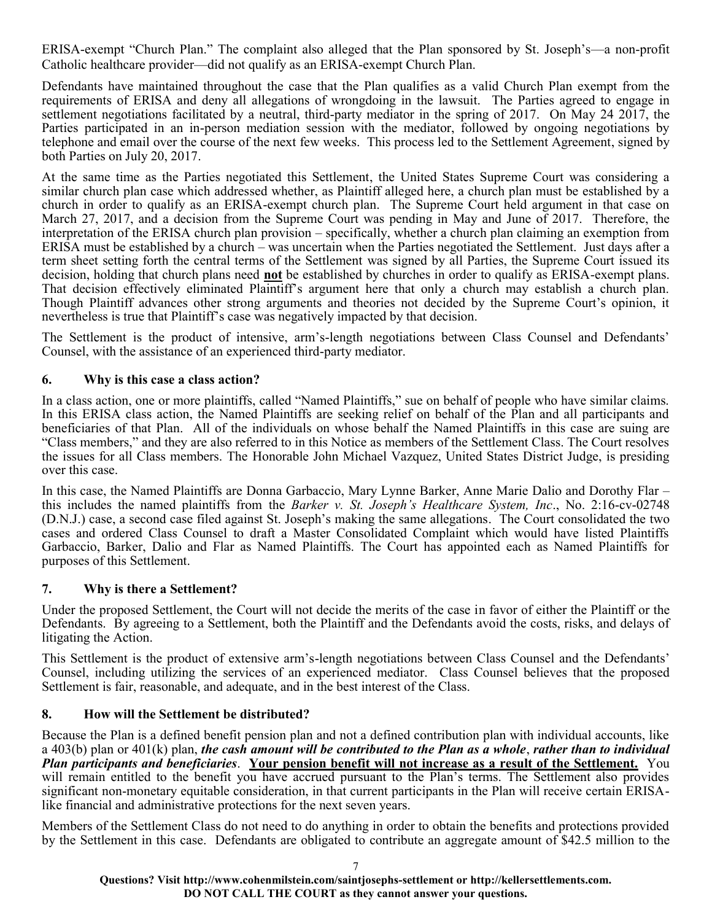ERISA-exempt "Church Plan." The complaint also alleged that the Plan sponsored by St. Joseph's—a non-profit Catholic healthcare provider—did not qualify as an ERISA-exempt Church Plan.

Defendants have maintained throughout the case that the Plan qualifies as a valid Church Plan exempt from the requirements of ERISA and deny all allegations of wrongdoing in the lawsuit. The Parties agreed to engage in settlement negotiations facilitated by a neutral, third-party mediator in the spring of 2017. On May 24 2017, the Parties participated in an in-person mediation session with the mediator, followed by ongoing negotiations by telephone and email over the course of the next few weeks. This process led to the Settlement Agreement, signed by both Parties on July 20, 2017.

At the same time as the Parties negotiated this Settlement, the United States Supreme Court was considering a similar church plan case which addressed whether, as Plaintiff alleged here, a church plan must be established by a church in order to qualify as an ERISA-exempt church plan. The Supreme Court held argument in that case on March 27, 2017, and a decision from the Supreme Court was pending in May and June of 2017. Therefore, the interpretation of the ERISA church plan provision – specifically, whether a church plan claiming an exemption from ERISA must be established by a church – was uncertain when the Parties negotiated the Settlement. Just days after a term sheet setting forth the central terms of the Settlement was signed by all Parties, the Supreme Court issued its decision, holding that church plans need **<u>not</u>** be established by churches in order to qualify as ERISA-exempt plans. That decision effectively eliminated Plaintiff's argument here that only a church may establish a church plan. Though Plaintiff advances other strong arguments and theories not decided by the Supreme Court's opinion, it nevertheless is true that Plaintiff's case was negatively impacted by that decision.

The Settlement is the product of intensive, arm's-length negotiations between Class Counsel and Defendants' Counsel, with the assistance of an experienced third-party mediator.

### 6. Why is this case a class action?

In a class action, one or more plaintiffs, called "Named Plaintiffs," sue on behalf of people who have similar claims. In this ERISA class action, the Named Plaintiffs are seeking relief on behalf of the Plan and all participants and beneficiaries of that Plan. All of the individuals on whose behalf the Named Plaintiffs in this case are suing are "Class members," and they are also referred to in this Notice as members of the Settlement Class. The Court resolves the issues for all Class members. The Honorable John Michael Vazquez, United States District Judge, is presiding over this case.

In this case, the Named Plaintiffs are Donna Garbaccio, Mary Lynne Barker, Anne Marie Dalio and Dorothy Flar – this includes the named plaintiffs from the *Barker v. St. Joseph's Healthcare System, Inc*., No. 2:16-cv-02748 (D.N.J.) case, a second case filed against St. Joseph's making the same allegations. The Court consolidated the two cases and ordered Class Counsel to draft a Master Consolidated Complaint which would have listed Plaintiffs Garbaccio, Barker, Dalio and Flar as Named Plaintiffs. The Court has appointed each as Named Plaintiffs for purposes of this Settlement.

### 7. Why is there a Settlement?

Under the proposed Settlement, the Court will not decide the merits of the case in favor of either the Plaintiff or the Defendants. By agreeing to a Settlement, both the Plaintiff and the Defendants avoid the costs, risks, and delays of litigating the Action.

This Settlement is the product of extensive arm's-length negotiations between Class Counsel and the Defendants' Counsel, including utilizing the services of an experienced mediator. Class Counsel believes that the proposed Settlement is fair, reasonable, and adequate, and in the best interest of the Class.

### 8. How will the Settlement be distributed?

Because the Plan is a defined benefit pension plan and not a defined contribution plan with individual accounts, like a 403(b) plan or 401(k) plan, ***the cash amount will be contributed to the Plan as a whole***, ***rather than to individual Plan participants and beneficiaries***. **<u>Your pension benefit will not increase as a result of the Settlement.</u>** You will remain entitled to the benefit you have accrued pursuant to the Plan's terms. The Settlement also provides significant non-monetary equitable consideration, in that current participants in the Plan will receive certain ERISA-like financial and administrative protections for the next seven years.

Members of the Settlement Class do not need to do anything in order to obtain the benefits and protections provided by the Settlement in this case. Defendants are obligated to contribute an aggregate amount of $42.5 million to the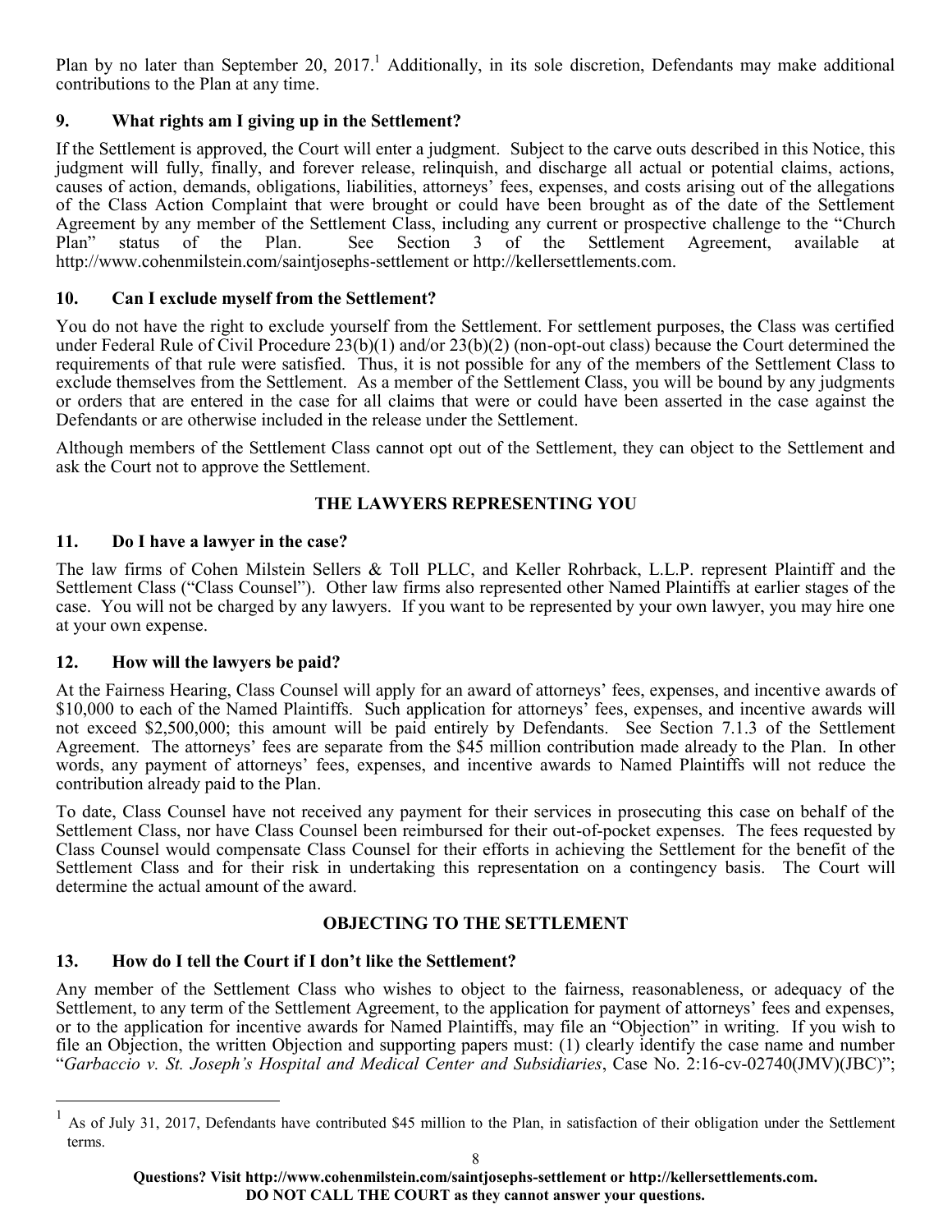Plan by no later than September 20, 2017.[1] Additionally, in its sole discretion, Defendants may make additional contributions to the Plan at any time.

### 9. What rights am I giving up in the Settlement?

If the Settlement is approved, the Court will enter a judgment. Subject to the carve outs described in this Notice, this judgment will fully, finally, and forever release, relinquish, and discharge all actual or potential claims, actions, causes of action, demands, obligations, liabilities, attorneys' fees, expenses, and costs arising out of the allegations of the Class Action Complaint that were brought or could have been brought as of the date of the Settlement Agreement by any member of the Settlement Class, including any current or prospective challenge to the "Church Plan" status of the Plan. See Section 3 of the Settlement Agreement, available at http://www.cohenmilstein.com/saintjosephs-settlement or http://kellersettlements.com.

### 10. Can I exclude myself from the Settlement?

You do not have the right to exclude yourself from the Settlement. For settlement purposes, the Class was certified under Federal Rule of Civil Procedure 23(b)(1) and/or 23(b)(2) (non-opt-out class) because the Court determined the requirements of that rule were satisfied. Thus, it is not possible for any of the members of the Settlement Class to exclude themselves from the Settlement. As a member of the Settlement Class, you will be bound by any judgments or orders that are entered in the case for all claims that were or could have been asserted in the case against the Defendants or are otherwise included in the release under the Settlement.

Although members of the Settlement Class cannot opt out of the Settlement, they can object to the Settlement and ask the Court not to approve the Settlement.

## THE LAWYERS REPRESENTING YOU

### 11. Do I have a lawyer in the case?

The law firms of Cohen Milstein Sellers & Toll PLLC, and Keller Rohrback, L.L.P. represent Plaintiff and the Settlement Class ("Class Counsel"). Other law firms also represented other Named Plaintiffs at earlier stages of the case. You will not be charged by any lawyers. If you want to be represented by your own lawyer, you may hire one at your own expense.

### 12. How will the lawyers be paid?

At the Fairness Hearing, Class Counsel will apply for an award of attorneys' fees, expenses, and incentive awards of $10,000 to each of the Named Plaintiffs. Such application for attorneys' fees, expenses, and incentive awards will not exceed $2,500,000; this amount will be paid entirely by Defendants. See Section 7.1.3 of the Settlement Agreement. The attorneys' fees are separate from the $45 million contribution made already to the Plan. In other words, any payment of attorneys' fees, expenses, and incentive awards to Named Plaintiffs will not reduce the contribution already paid to the Plan.

To date, Class Counsel have not received any payment for their services in prosecuting this case on behalf of the Settlement Class, nor have Class Counsel been reimbursed for their out-of-pocket expenses. The fees requested by Class Counsel would compensate Class Counsel for their efforts in achieving the Settlement for the benefit of the Settlement Class and for their risk in undertaking this representation on a contingency basis. The Court will determine the actual amount of the award.

## OBJECTING TO THE SETTLEMENT

### 13. How do I tell the Court if I don't like the Settlement?

Any member of the Settlement Class who wishes to object to the fairness, reasonableness, or adequacy of the Settlement, to any term of the Settlement Agreement, to the application for payment of attorneys' fees and expenses, or to the application for incentive awards for Named Plaintiffs, may file an "Objection" in writing. If you wish to file an Objection, the written Objection and supporting papers must: (1) clearly identify the case name and number "*Garbaccio v. St. Joseph's Hospital and Medical Center and Subsidiaries*, Case No. 2:16-cv-02740(JMV)(JBC)";

[1] As of July 31, 2017, Defendants have contributed $45 million to the Plan, in satisfaction of their obligation under the Settlement terms.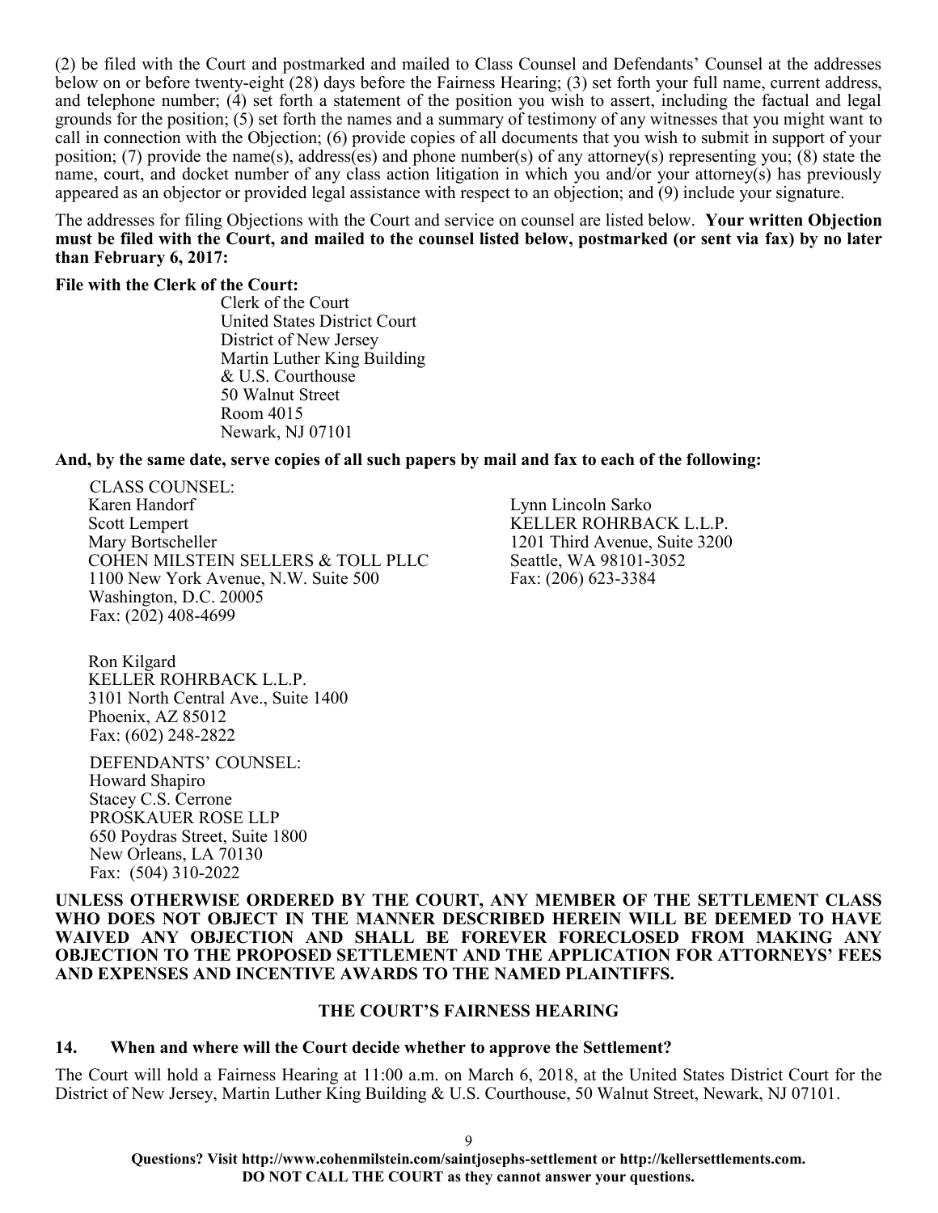(2) be filed with the Court and postmarked and mailed to Class Counsel and Defendants' Counsel at the addresses below on or before twenty-eight (28) days before the Fairness Hearing; (3) set forth your full name, current address, and telephone number; (4) set forth a statement of the position you wish to assert, including the factual and legal grounds for the position; (5) set forth the names and a summary of testimony of any witnesses that you might want to call in connection with the Objection; (6) provide copies of all documents that you wish to submit in support of your position; (7) provide the name(s), address(es) and phone number(s) of any attorney(s) representing you; (8) state the name, court, and docket number of any class action litigation in which you and/or your attorney(s) has previously appeared as an objector or provided legal assistance with respect to an objection; and (9) include your signature.

The addresses for filing Objections with the Court and service on counsel are listed below. **Your written Objection must be filed with the Court, and mailed to the counsel listed below, postmarked (or sent via fax) by no later than February 6, 2017:**

**File with the Clerk of the Court:**

Clerk of the Court
United States District Court
District of New Jersey
Martin Luther King Building
& U.S. Courthouse
50 Walnut Street
Room 4015
Newark, NJ 07101

**And, by the same date, serve copies of all such papers by mail and fax to each of the following:**

CLASS COUNSEL:
Karen Handorf
Scott Lempert
Mary Bortscheller
COHEN MILSTEIN SELLERS & TOLL PLLC
1100 New York Avenue, N.W. Suite 500
Washington, D.C. 20005
Fax: (202) 408-4699

Lynn Lincoln Sarko
KELLER ROHRBACK L.L.P.
1201 Third Avenue, Suite 3200
Seattle, WA 98101-3052
Fax: (206) 623-3384

Ron Kilgard
KELLER ROHRBACK L.L.P.
3101 North Central Ave., Suite 1400
Phoenix, AZ 85012
Fax: (602) 248-2822

DEFENDANTS' COUNSEL:
Howard Shapiro
Stacey C.S. Cerrone
PROSKAUER ROSE LLP
650 Poydras Street, Suite 1800
New Orleans, LA 70130
Fax: (504) 310-2022

**UNLESS OTHERWISE ORDERED BY THE COURT, ANY MEMBER OF THE SETTLEMENT CLASS WHO DOES NOT OBJECT IN THE MANNER DESCRIBED HEREIN WILL BE DEEMED TO HAVE WAIVED ANY OBJECTION AND SHALL BE FOREVER FORECLOSED FROM MAKING ANY OBJECTION TO THE PROPOSED SETTLEMENT AND THE APPLICATION FOR ATTORNEYS' FEES AND EXPENSES AND INCENTIVE AWARDS TO THE NAMED PLAINTIFFS.**

## THE COURT'S FAIRNESS HEARING

### 14. When and where will the Court decide whether to approve the Settlement?

The Court will hold a Fairness Hearing at 11:00 a.m. on March 6, 2018, at the United States District Court for the District of New Jersey, Martin Luther King Building & U.S. Courthouse, 50 Walnut Street, Newark, NJ 07101.

**Questions? Visit http://www.cohenmilstein.com/saintjosephs-settlement or http://kellersettlements.com. DO NOT CALL THE COURT as they cannot answer your questions.**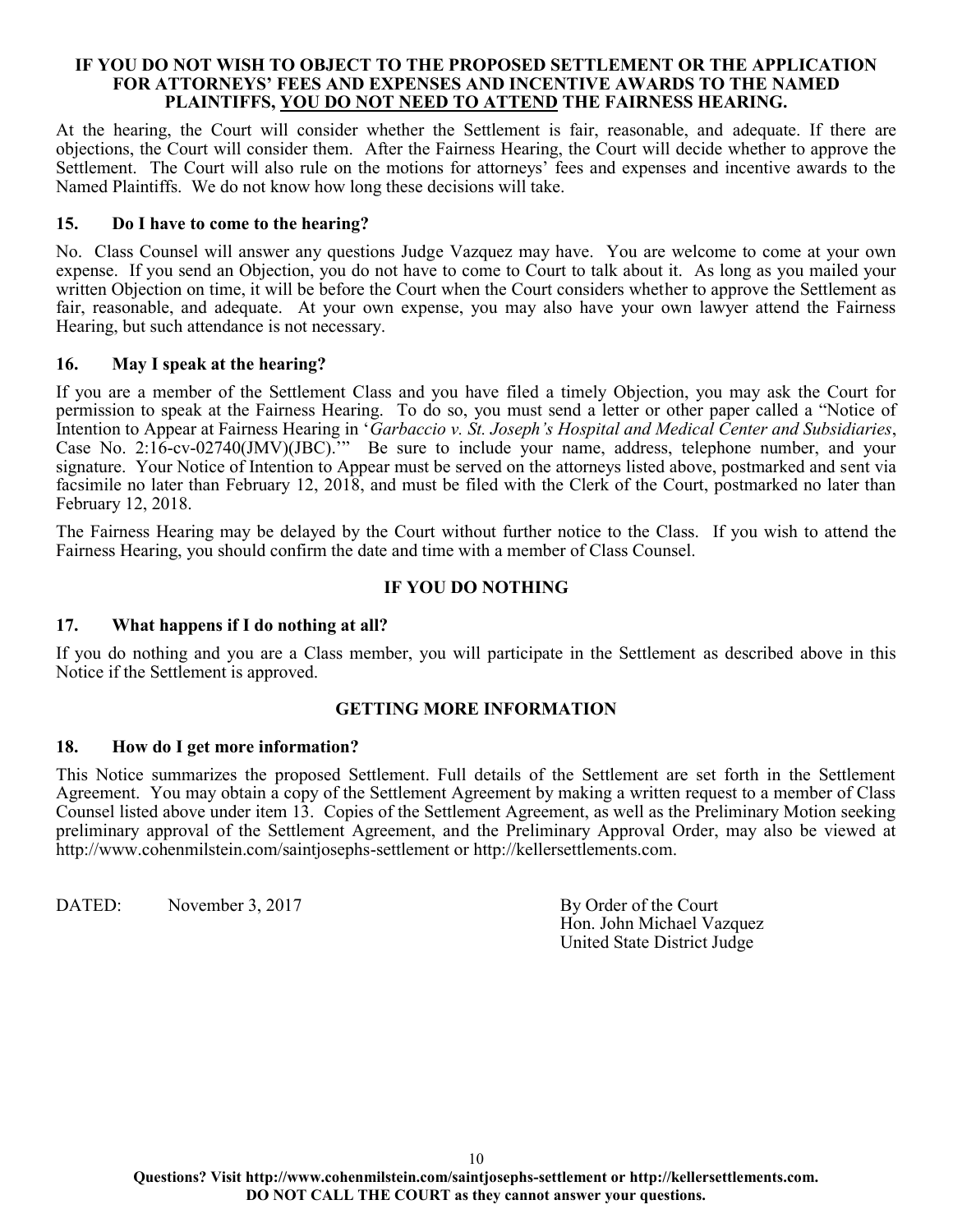**IF YOU DO NOT WISH TO OBJECT TO THE PROPOSED SETTLEMENT OR THE APPLICATION FOR ATTORNEYS' FEES AND EXPENSES AND INCENTIVE AWARDS TO THE NAMED PLAINTIFFS, <u>YOU DO NOT NEED TO ATTEND</u> THE FAIRNESS HEARING.**

At the hearing, the Court will consider whether the Settlement is fair, reasonable, and adequate. If there are objections, the Court will consider them. After the Fairness Hearing, the Court will decide whether to approve the Settlement. The Court will also rule on the motions for attorneys' fees and expenses and incentive awards to the Named Plaintiffs. We do not know how long these decisions will take.

### 15. Do I have to come to the hearing?

No. Class Counsel will answer any questions Judge Vazquez may have. You are welcome to come at your own expense. If you send an Objection, you do not have to come to Court to talk about it. As long as you mailed your written Objection on time, it will be before the Court when the Court considers whether to approve the Settlement as fair, reasonable, and adequate. At your own expense, you may also have your own lawyer attend the Fairness Hearing, but such attendance is not necessary.

### 16. May I speak at the hearing?

If you are a member of the Settlement Class and you have filed a timely Objection, you may ask the Court for permission to speak at the Fairness Hearing. To do so, you must send a letter or other paper called a "Notice of Intention to Appear at Fairness Hearing in '*Garbaccio v. St. Joseph's Hospital and Medical Center and Subsidiaries*, Case No. 2:16-cv-02740(JMV)(JBC).'" Be sure to include your name, address, telephone number, and your signature. Your Notice of Intention to Appear must be served on the attorneys listed above, postmarked and sent via facsimile no later than February 12, 2018, and must be filed with the Clerk of the Court, postmarked no later than February 12, 2018.

The Fairness Hearing may be delayed by the Court without further notice to the Class. If you wish to attend the Fairness Hearing, you should confirm the date and time with a member of Class Counsel.

## IF YOU DO NOTHING

### 17. What happens if I do nothing at all?

If you do nothing and you are a Class member, you will participate in the Settlement as described above in this Notice if the Settlement is approved.

## GETTING MORE INFORMATION

### 18. How do I get more information?

This Notice summarizes the proposed Settlement. Full details of the Settlement are set forth in the Settlement Agreement. You may obtain a copy of the Settlement Agreement by making a written request to a member of Class Counsel listed above under item 13. Copies of the Settlement Agreement, as well as the Preliminary Motion seeking preliminary approval of the Settlement Agreement, and the Preliminary Approval Order, may also be viewed at http://www.cohenmilstein.com/saintjosephs-settlement or http://kellersettlements.com.

DATED: November 3, 2017

By Order of the Court
Hon. John Michael Vazquez
United State District Judge

**Questions? Visit http://www.cohenmilstein.com/saintjosephs-settlement or http://kellersettlements.com.**
**DO NOT CALL THE COURT as they cannot answer your questions.**